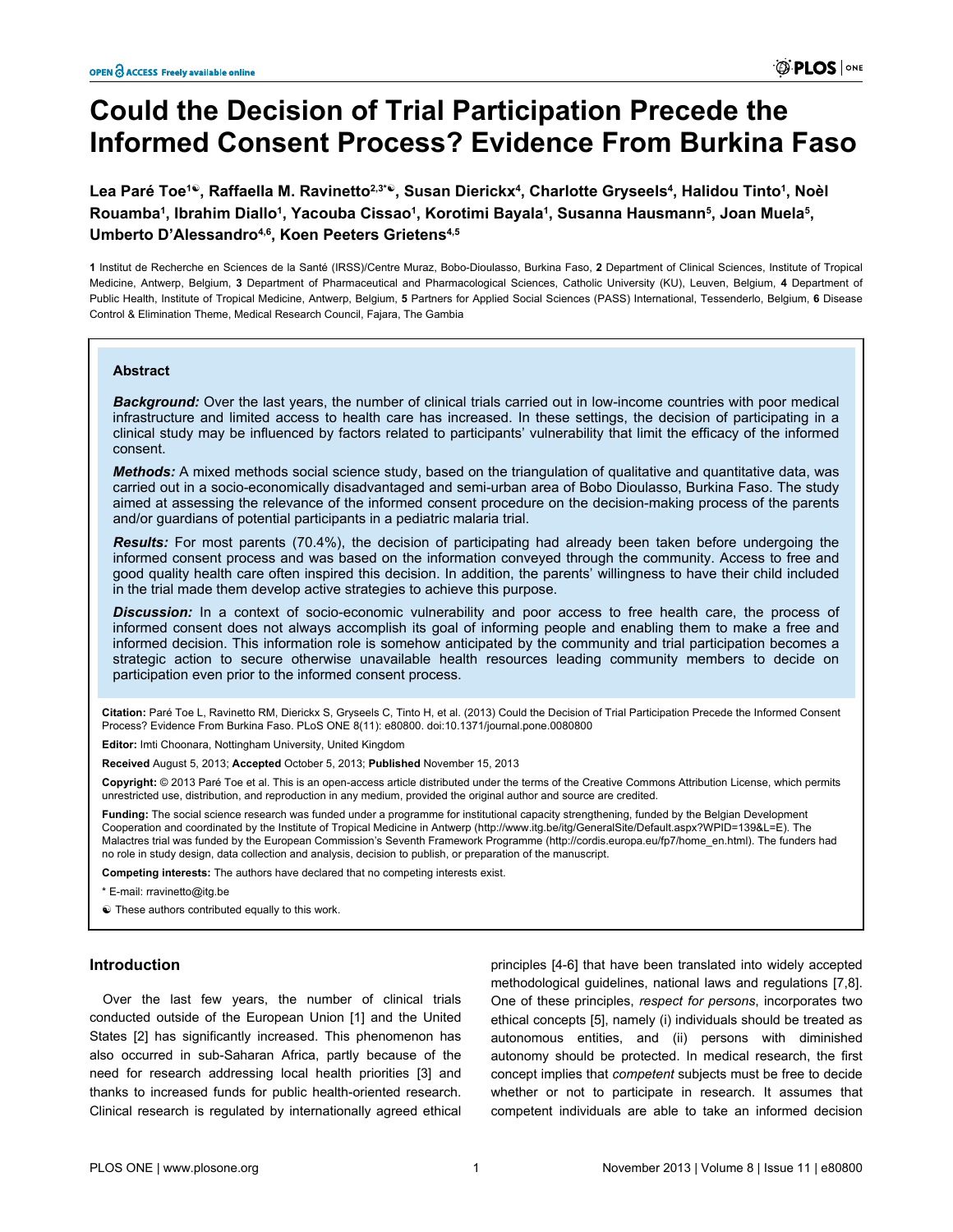# Could the Decision of Trial Participation Precede the Informed Consent Process? Evidence From Burkina Faso

**Lea Paré Toe[1]☯, Raffaella M. Ravinetto[2,3*]☯, Susan Dierickx[4], Charlotte Gryseels[4], Halidou Tinto[1], Noèl Rouamba[1], Ibrahim Diallo[1], Yacouba Cissao[1], Korotimi Bayala[1], Susanna Hausmann[5], Joan Muela[5], Umberto D'Alessandro[4,6], Koen Peeters Grietens[4,5]**

**1** Institut de Recherche en Sciences de la Santé (IRSS)/Centre Muraz, Bobo-Dioulasso, Burkina Faso, **2** Department of Clinical Sciences, Institute of Tropical Medicine, Antwerp, Belgium, **3** Department of Pharmaceutical and Pharmacological Sciences, Catholic University (KU), Leuven, Belgium, **4** Department of Public Health, Institute of Tropical Medicine, Antwerp, Belgium, **5** Partners for Applied Social Sciences (PASS) International, Tessenderlo, Belgium, **6** Disease Control & Elimination Theme, Medical Research Council, Fajara, The Gambia

## Abstract

***Background:*** Over the last years, the number of clinical trials carried out in low-income countries with poor medical infrastructure and limited access to health care has increased. In these settings, the decision of participating in a clinical study may be influenced by factors related to participants' vulnerability that limit the efficacy of the informed consent.

***Methods:*** A mixed methods social science study, based on the triangulation of qualitative and quantitative data, was carried out in a socio-economically disadvantaged and semi-urban area of Bobo Dioulasso, Burkina Faso. The study aimed at assessing the relevance of the informed consent procedure on the decision-making process of the parents and/or guardians of potential participants in a pediatric malaria trial.

***Results:*** For most parents (70.4%), the decision of participating had already been taken before undergoing the informed consent process and was based on the information conveyed through the community. Access to free and good quality health care often inspired this decision. In addition, the parents' willingness to have their child included in the trial made them develop active strategies to achieve this purpose.

***Discussion:*** In a context of socio-economic vulnerability and poor access to free health care, the process of informed consent does not always accomplish its goal of informing people and enabling them to make a free and informed decision. This information role is somehow anticipated by the community and trial participation becomes a strategic action to secure otherwise unavailable health resources leading community members to decide on participation even prior to the informed consent process.

**Citation:** Paré Toe L, Ravinetto RM, Dierickx S, Gryseels C, Tinto H, et al. (2013) Could the Decision of Trial Participation Precede the Informed Consent Process? Evidence From Burkina Faso. PLoS ONE 8(11): e80800. doi:10.1371/journal.pone.0080800

**Editor:** Imti Choonara, Nottingham University, United Kingdom

**Received** August 5, 2013; **Accepted** October 5, 2013; **Published** November 15, 2013

**Copyright:** © 2013 Paré Toe et al. This is an open-access article distributed under the terms of the Creative Commons Attribution License, which permits unrestricted use, distribution, and reproduction in any medium, provided the original author and source are credited.

**Funding:** The social science research was funded under a programme for institutional capacity strengthening, funded by the Belgian Development Cooperation and coordinated by the Institute of Tropical Medicine in Antwerp (http://www.itg.be/itg/GeneralSite/Default.aspx?WPID=139&L=E). The Malactres trial was funded by the European Commission's Seventh Framework Programme (http://cordis.europa.eu/fp7/home_en.html). The funders had no role in study design, data collection and analysis, decision to publish, or preparation of the manuscript.

**Competing interests:** The authors have declared that no competing interests exist.

\* E-mail: rravinetto@itg.be

☯ These authors contributed equally to this work.

## Introduction

Over the last few years, the number of clinical trials conducted outside of the European Union [1] and the United States [2] has significantly increased. This phenomenon has also occurred in sub-Saharan Africa, partly because of the need for research addressing local health priorities [3] and thanks to increased funds for public health-oriented research. Clinical research is regulated by internationally agreed ethical principles [4-6] that have been translated into widely accepted methodological guidelines, national laws and regulations [7,8]. One of these principles, *respect for persons*, incorporates two ethical concepts [5], namely (i) individuals should be treated as autonomous entities, and (ii) persons with diminished autonomy should be protected. In medical research, the first concept implies that *competent* subjects must be free to decide whether or not to participate in research. It assumes that competent individuals are able to take an informed decision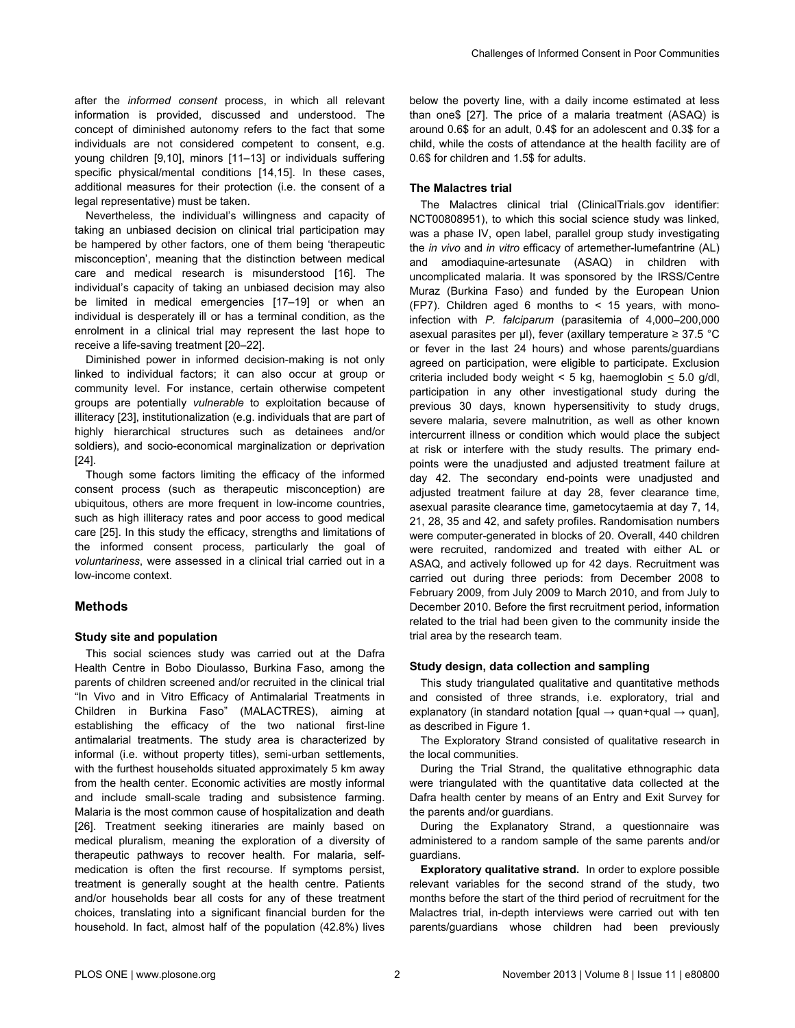after the *informed consent* process, in which all relevant information is provided, discussed and understood. The concept of diminished autonomy refers to the fact that some individuals are not considered competent to consent, e.g. young children [9,10], minors [11–13] or individuals suffering specific physical/mental conditions [14,15]. In these cases, additional measures for their protection (i.e. the consent of a legal representative) must be taken.

Nevertheless, the individual's willingness and capacity of taking an unbiased decision on clinical trial participation may be hampered by other factors, one of them being 'therapeutic misconception', meaning that the distinction between medical care and medical research is misunderstood [16]. The individual's capacity of taking an unbiased decision may also be limited in medical emergencies [17–19] or when an individual is desperately ill or has a terminal condition, as the enrolment in a clinical trial may represent the last hope to receive a life-saving treatment [20–22].

Diminished power in informed decision-making is not only linked to individual factors; it can also occur at group or community level. For instance, certain otherwise competent groups are potentially *vulnerable* to exploitation because of illiteracy [23], institutionalization (e.g. individuals that are part of highly hierarchical structures such as detainees and/or soldiers), and socio-economical marginalization or deprivation [24].

Though some factors limiting the efficacy of the informed consent process (such as therapeutic misconception) are ubiquitous, others are more frequent in low-income countries, such as high illiteracy rates and poor access to good medical care [25]. In this study the efficacy, strengths and limitations of the informed consent process, particularly the goal of *voluntariness*, were assessed in a clinical trial carried out in a low-income context.

## Methods

### Study site and population

This social sciences study was carried out at the Dafra Health Centre in Bobo Dioulasso, Burkina Faso, among the parents of children screened and/or recruited in the clinical trial "In Vivo and in Vitro Efficacy of Antimalarial Treatments in Children in Burkina Faso" (MALACTRES), aiming at establishing the efficacy of the two national first-line antimalarial treatments. The study area is characterized by informal (i.e. without property titles), semi-urban settlements, with the furthest households situated approximately 5 km away from the health center. Economic activities are mostly informal and include small-scale trading and subsistence farming. Malaria is the most common cause of hospitalization and death [26]. Treatment seeking itineraries are mainly based on medical pluralism, meaning the exploration of a diversity of therapeutic pathways to recover health. For malaria, self-medication is often the first recourse. If symptoms persist, treatment is generally sought at the health centre. Patients and/or households bear all costs for any of these treatment choices, translating into a significant financial burden for the household. In fact, almost half of the population (42.8%) lives below the poverty line, with a daily income estimated at less than one$ [27]. The price of a malaria treatment (ASAQ) is around 0.6$ for an adult, 0.4$ for an adolescent and 0.3$ for a child, while the costs of attendance at the health facility are of 0.6$ for children and 1.5$ for adults.

### The Malactres trial

The Malactres clinical trial (ClinicalTrials.gov identifier: NCT00808951), to which this social science study was linked, was a phase IV, open label, parallel group study investigating the *in vivo* and *in vitro* efficacy of artemether-lumefantrine (AL) and amodiaquine-artesunate (ASAQ) in children with uncomplicated malaria. It was sponsored by the IRSS/Centre Muraz (Burkina Faso) and funded by the European Union (FP7). Children aged 6 months to < 15 years, with mono-infection with *P. falciparum* (parasitemia of 4,000–200,000 asexual parasites per µl), fever (axillary temperature ≥ 37.5 °C or fever in the last 24 hours) and whose parents/guardians agreed on participation, were eligible to participate. Exclusion criteria included body weight < 5 kg, haemoglobin ≤ 5.0 g/dl, participation in any other investigational study during the previous 30 days, known hypersensitivity to study drugs, severe malaria, severe malnutrition, as well as other known intercurrent illness or condition which would place the subject at risk or interfere with the study results. The primary end-points were the unadjusted and adjusted treatment failure at day 42. The secondary end-points were unadjusted and adjusted treatment failure at day 28, fever clearance time, asexual parasite clearance time, gametocytaemia at day 7, 14, 21, 28, 35 and 42, and safety profiles. Randomisation numbers were computer-generated in blocks of 20. Overall, 440 children were recruited, randomized and treated with either AL or ASAQ, and actively followed up for 42 days. Recruitment was carried out during three periods: from December 2008 to February 2009, from July 2009 to March 2010, and from July to December 2010. Before the first recruitment period, information related to the trial had been given to the community inside the trial area by the research team.

### Study design, data collection and sampling

This study triangulated qualitative and quantitative methods and consisted of three strands, i.e. exploratory, trial and explanatory (in standard notation [qual → quan+qual → quan], as described in Figure 1.

The Exploratory Strand consisted of qualitative research in the local communities.

During the Trial Strand, the qualitative ethnographic data were triangulated with the quantitative data collected at the Dafra health center by means of an Entry and Exit Survey for the parents and/or guardians.

During the Explanatory Strand, a questionnaire was administered to a random sample of the same parents and/or guardians.

**Exploratory qualitative strand.** In order to explore possible relevant variables for the second strand of the study, two months before the start of the third period of recruitment for the Malactres trial, in-depth interviews were carried out with ten parents/guardians whose children had been previously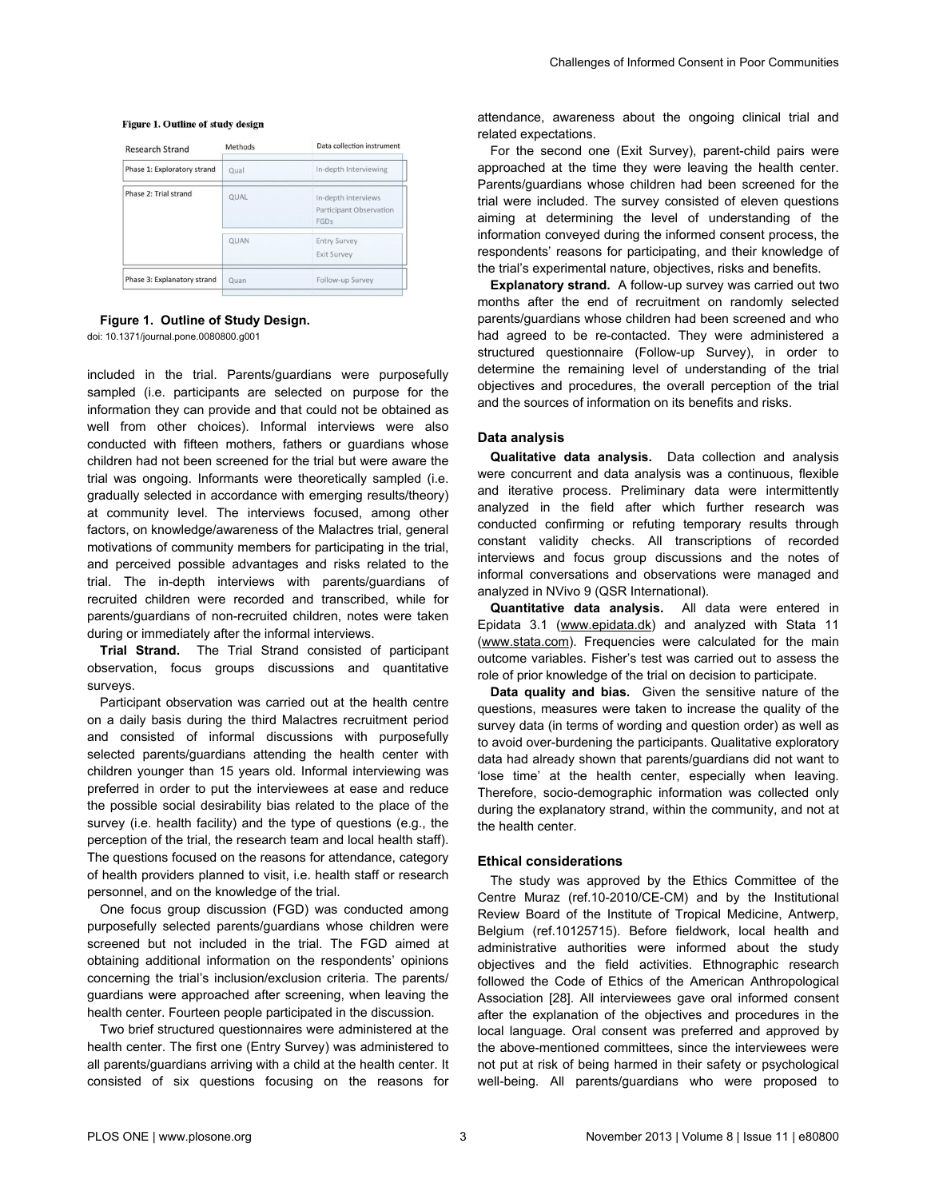**Figure 1. Outline of study design**

| Research Strand | Methods | Data collection instrument |
| --- | --- | --- |
| Phase 1: Exploratory strand | Qual | In-depth Interviewing |
| Phase 2: Trial strand | QUAL | In-depth interviews<br>Participant Observation<br>FGDs |
| | QUAN | Entry Survey<br>Exit Survey |
| Phase 3: Explanatory strand | Quan | Follow-up Survey |

**Figure 1. Outline of Study Design.**
doi: 10.1371/journal.pone.0080800.g001

included in the trial. Parents/guardians were purposefully sampled (i.e. participants are selected on purpose for the information they can provide and that could not be obtained as well from other choices). Informal interviews were also conducted with fifteen mothers, fathers or guardians whose children had not been screened for the trial but were aware the trial was ongoing. Informants were theoretically sampled (i.e. gradually selected in accordance with emerging results/theory) at community level. The interviews focused, among other factors, on knowledge/awareness of the Malactres trial, general motivations of community members for participating in the trial, and perceived possible advantages and risks related to the trial. The in-depth interviews with parents/guardians of recruited children were recorded and transcribed, while for parents/guardians of non-recruited children, notes were taken during or immediately after the informal interviews.

**Trial Strand.** The Trial Strand consisted of participant observation, focus groups discussions and quantitative surveys.

Participant observation was carried out at the health centre on a daily basis during the third Malactres recruitment period and consisted of informal discussions with purposefully selected parents/guardians attending the health center with children younger than 15 years old. Informal interviewing was preferred in order to put the interviewees at ease and reduce the possible social desirability bias related to the place of the survey (i.e. health facility) and the type of questions (e.g., the perception of the trial, the research team and local health staff). The questions focused on the reasons for attendance, category of health providers planned to visit, i.e. health staff or research personnel, and on the knowledge of the trial.

One focus group discussion (FGD) was conducted among purposefully selected parents/guardians whose children were screened but not included in the trial. The FGD aimed at obtaining additional information on the respondents' opinions concerning the trial's inclusion/exclusion criteria. The parents/guardians were approached after screening, when leaving the health center. Fourteen people participated in the discussion.

Two brief structured questionnaires were administered at the health center. The first one (Entry Survey) was administered to all parents/guardians arriving with a child at the health center. It consisted of six questions focusing on the reasons for attendance, awareness about the ongoing clinical trial and related expectations.

For the second one (Exit Survey), parent-child pairs were approached at the time they were leaving the health center. Parents/guardians whose children had been screened for the trial were included. The survey consisted of eleven questions aiming at determining the level of understanding of the information conveyed during the informed consent process, the respondents' reasons for participating, and their knowledge of the trial's experimental nature, objectives, risks and benefits.

**Explanatory strand.** A follow-up survey was carried out two months after the end of recruitment on randomly selected parents/guardians whose children had been screened and who had agreed to be re-contacted. They were administered a structured questionnaire (Follow-up Survey), in order to determine the remaining level of understanding of the trial objectives and procedures, the overall perception of the trial and the sources of information on its benefits and risks.

### Data analysis

**Qualitative data analysis.** Data collection and analysis were concurrent and data analysis was a continuous, flexible and iterative process. Preliminary data were intermittently analyzed in the field after which further research was conducted confirming or refuting temporary results through constant validity checks. All transcriptions of recorded interviews and focus group discussions and the notes of informal conversations and observations were managed and analyzed in NVivo 9 (QSR International).

**Quantitative data analysis.** All data were entered in Epidata 3.1 (www.epidata.dk) and analyzed with Stata 11 (www.stata.com). Frequencies were calculated for the main outcome variables. Fisher's test was carried out to assess the role of prior knowledge of the trial on decision to participate.

**Data quality and bias.** Given the sensitive nature of the questions, measures were taken to increase the quality of the survey data (in terms of wording and question order) as well as to avoid over-burdening the participants. Qualitative exploratory data had already shown that parents/guardians did not want to 'lose time' at the health center, especially when leaving. Therefore, socio-demographic information was collected only during the explanatory strand, within the community, and not at the health center.

### Ethical considerations

The study was approved by the Ethics Committee of the Centre Muraz (ref.10-2010/CE-CM) and by the Institutional Review Board of the Institute of Tropical Medicine, Antwerp, Belgium (ref.10125715). Before fieldwork, local health and administrative authorities were informed about the study objectives and the field activities. Ethnographic research followed the Code of Ethics of the American Anthropological Association [28]. All interviewees gave oral informed consent after the explanation of the objectives and procedures in the local language. Oral consent was preferred and approved by the above-mentioned committees, since the interviewees were not put at risk of being harmed in their safety or psychological well-being. All parents/guardians who were proposed to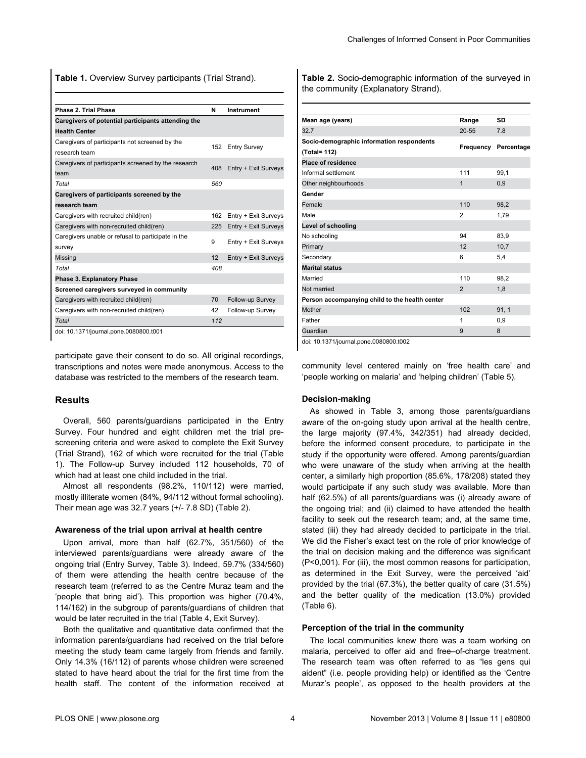**Table 1.** Overview Survey participants (Trial Strand).

| Phase 2. Trial Phase | N | Instrument |
|---|---|---|
| **Caregivers of potential participants attending the Health Center** | | |
| Caregivers of participants not screened by the research team | 152 | Entry Survey |
| Caregivers of participants screened by the research team | 408 | Entry + Exit Surveys |
| *Total* | *560* | |
| **Caregivers of participants screened by the research team** | | |
| Caregivers with recruited child(ren) | 162 | Entry + Exit Surveys |
| Caregivers with non-recruited child(ren) | 225 | Entry + Exit Surveys |
| Caregivers unable or refusal to participate in the survey | 9 | Entry + Exit Surveys |
| Missing | 12 | Entry + Exit Surveys |
| *Total* | *408* | |
| **Phase 3. Explanatory Phase** | | |
| **Screened caregivers surveyed in community** | | |
| Caregivers with recruited child(ren) | 70 | Follow-up Survey |
| Caregivers with non-recruited child(ren) | 42 | Follow-up Survey |
| *Total* | *112* | |

doi: 10.1371/journal.pone.0080800.t001

participate gave their consent to do so. All original recordings, transcriptions and notes were made anonymous. Access to the database was restricted to the members of the research team.

## Results

Overall, 560 parents/guardians participated in the Entry Survey. Four hundred and eight children met the trial pre-screening criteria and were asked to complete the Exit Survey (Trial Strand), 162 of which were recruited for the trial (Table 1). The Follow-up Survey included 112 households, 70 of which had at least one child included in the trial.

Almost all respondents (98.2%, 110/112) were married, mostly illiterate women (84%, 94/112 without formal schooling). Their mean age was 32.7 years (+/- 7.8 SD) (Table 2).

### Awareness of the trial upon arrival at health centre

Upon arrival, more than half (62.7%, 351/560) of the interviewed parents/guardians were already aware of the ongoing trial (Entry Survey, Table 3). Indeed, 59.7% (334/560) of them were attending the health centre because of the research team (referred to as the Centre Muraz team and the 'people that bring aid'). This proportion was higher (70.4%, 114/162) in the subgroup of parents/guardians of children that would be later recruited in the trial (Table 4, Exit Survey).

Both the qualitative and quantitative data confirmed that the information parents/guardians had received on the trial before meeting the study team came largely from friends and family. Only 14.3% (16/112) of parents whose children were screened stated to have heard about the trial for the first time from the health staff. The content of the information received at community level centered mainly on 'free health care' and 'people working on malaria' and 'helping children' (Table 5).

**Table 2.** Socio-demographic information of the surveyed in the community (Explanatory Strand).

| Mean age (years) | Range | SD |
|---|---|---|
| 32.7 | 20-55 | 7.8 |
| **Socio-demographic information respondents (Total= 112)** | **Frequency** | **Percentage** |
| **Place of residence** | | |
| Informal settlement | 111 | 99,1 |
| Other neighbourhoods | 1 | 0,9 |
| **Gender** | | |
| Female | 110 | 98,2 |
| Male | 2 | 1,79 |
| **Level of schooling** | | |
| No schooling | 94 | 83,9 |
| Primary | 12 | 10,7 |
| Secondary | 6 | 5,4 |
| **Marital status** | | |
| Married | 110 | 98,2 |
| Not married | 2 | 1,8 |
| **Person accompanying child to the health center** | | |
| Mother | 102 | 91, 1 |
| Father | 1 | 0,9 |
| Guardian | 9 | 8 |

doi: 10.1371/journal.pone.0080800.t002

### Decision-making

As showed in Table 3, among those parents/guardians aware of the on-going study upon arrival at the health centre, the large majority (97.4%, 342/351) had already decided, before the informed consent procedure, to participate in the study if the opportunity were offered. Among parents/guardian who were unaware of the study when arriving at the health center, a similarly high proportion (85.6%, 178/208) stated they would participate if any such study was available. More than half (62.5%) of all parents/guardians was (i) already aware of the ongoing trial; and (ii) claimed to have attended the health facility to seek out the research team; and, at the same time, stated (iii) they had already decided to participate in the trial. We did the Fisher's exact test on the role of prior knowledge of the trial on decision making and the difference was significant (P<0,001). For (iii), the most common reasons for participation, as determined in the Exit Survey, were the perceived 'aid' provided by the trial (67.3%), the better quality of care (31.5%) and the better quality of the medication (13.0%) provided (Table 6).

### Perception of the trial in the community

The local communities knew there was a team working on malaria, perceived to offer aid and free–of-charge treatment. The research team was often referred to as "les gens qui aident" (i.e. people providing help) or identified as the 'Centre Muraz's people', as opposed to the health providers at the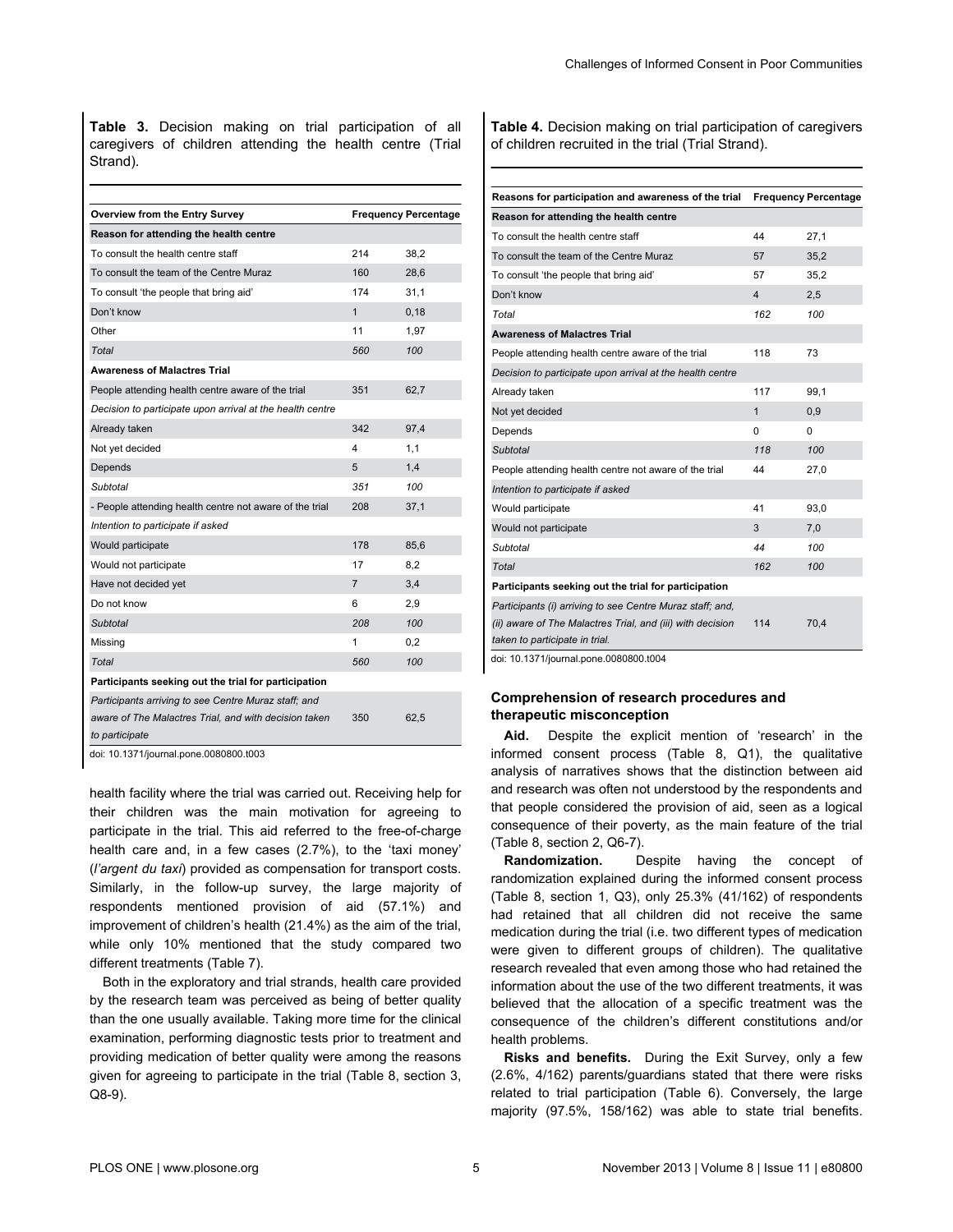**Table 3.** Decision making on trial participation of all caregivers of children attending the health centre (Trial Strand).

| Overview from the Entry Survey | Frequency | Percentage |
|---|---|---|
| **Reason for attending the health centre** | | |
| To consult the health centre staff | 214 | 38,2 |
| To consult the team of the Centre Muraz | 160 | 28,6 |
| To consult 'the people that bring aid' | 174 | 31,1 |
| Don't know | 1 | 0,18 |
| Other | 11 | 1,97 |
| *Total* | *560* | *100* |
| **Awareness of Malactres Trial** | | |
| People attending health centre aware of the trial | 351 | 62,7 |
| *Decision to participate upon arrival at the health centre* | | |
| Already taken | 342 | 97,4 |
| Not yet decided | 4 | 1,1 |
| Depends | 5 | 1,4 |
| *Subtotal* | *351* | *100* |
| - People attending health centre not aware of the trial | 208 | 37,1 |
| *Intention to participate if asked* | | |
| Would participate | 178 | 85,6 |
| Would not participate | 17 | 8,2 |
| Have not decided yet | 7 | 3,4 |
| Do not know | 6 | 2,9 |
| *Subtotal* | *208* | *100* |
| Missing | 1 | 0,2 |
| *Total* | *560* | *100* |
| **Participants seeking out the trial for participation** | | |
| *Participants arriving to see Centre Muraz staff; and aware of The Malactres Trial, and with decision taken to participate* | 350 | 62,5 |

doi: 10.1371/journal.pone.0080800.t003

**Table 4.** Decision making on trial participation of caregivers of children recruited in the trial (Trial Strand).

| Reasons for participation and awareness of the trial | Frequency | Percentage |
|---|---|---|
| **Reason for attending the health centre** | | |
| To consult the health centre staff | 44 | 27,1 |
| To consult the team of the Centre Muraz | 57 | 35,2 |
| To consult 'the people that bring aid' | 57 | 35,2 |
| Don't know | 4 | 2,5 |
| *Total* | *162* | *100* |
| **Awareness of Malactres Trial** | | |
| People attending health centre aware of the trial | 118 | 73 |
| *Decision to participate upon arrival at the health centre* | | |
| Already taken | 117 | 99,1 |
| Not yet decided | 1 | 0,9 |
| Depends | 0 | 0 |
| *Subtotal* | *118* | *100* |
| People attending health centre not aware of the trial | 44 | 27,0 |
| *Intention to participate if asked* | | |
| Would participate | 41 | 93,0 |
| Would not participate | 3 | 7,0 |
| *Subtotal* | *44* | *100* |
| *Total* | *162* | *100* |
| **Participants seeking out the trial for participation** | | |
| *Participants (i) arriving to see Centre Muraz staff; and, (ii) aware of The Malactres Trial, and (iii) with decision taken to participate in trial.* | 114 | 70,4 |

doi: 10.1371/journal.pone.0080800.t004

health facility where the trial was carried out. Receiving help for their children was the main motivation for agreeing to participate in the trial. This aid referred to the free-of-charge health care and, in a few cases (2.7%), to the 'taxi money' (*l'argent du taxi*) provided as compensation for transport costs. Similarly, in the follow-up survey, the large majority of respondents mentioned provision of aid (57.1%) and improvement of children's health (21.4%) as the aim of the trial, while only 10% mentioned that the study compared two different treatments (Table 7).

Both in the exploratory and trial strands, health care provided by the research team was perceived as being of better quality than the one usually available. Taking more time for the clinical examination, performing diagnostic tests prior to treatment and providing medication of better quality were among the reasons given for agreeing to participate in the trial (Table 8, section 3, Q8-9).

### Comprehension of research procedures and therapeutic misconception

**Aid.** Despite the explicit mention of 'research' in the informed consent process (Table 8, Q1), the qualitative analysis of narratives shows that the distinction between aid and research was often not understood by the respondents and that people considered the provision of aid, seen as a logical consequence of their poverty, as the main feature of the trial (Table 8, section 2, Q6-7).

**Randomization.** Despite having the concept of randomization explained during the informed consent process (Table 8, section 1, Q3), only 25.3% (41/162) of respondents had retained that all children did not receive the same medication during the trial (i.e. two different types of medication were given to different groups of children). The qualitative research revealed that even among those who had retained the information about the use of the two different treatments, it was believed that the allocation of a specific treatment was the consequence of the children's different constitutions and/or health problems.

**Risks and benefits.** During the Exit Survey, only a few (2.6%, 4/162) parents/guardians stated that there were risks related to trial participation (Table 6). Conversely, the large majority (97.5%, 158/162) was able to state trial benefits.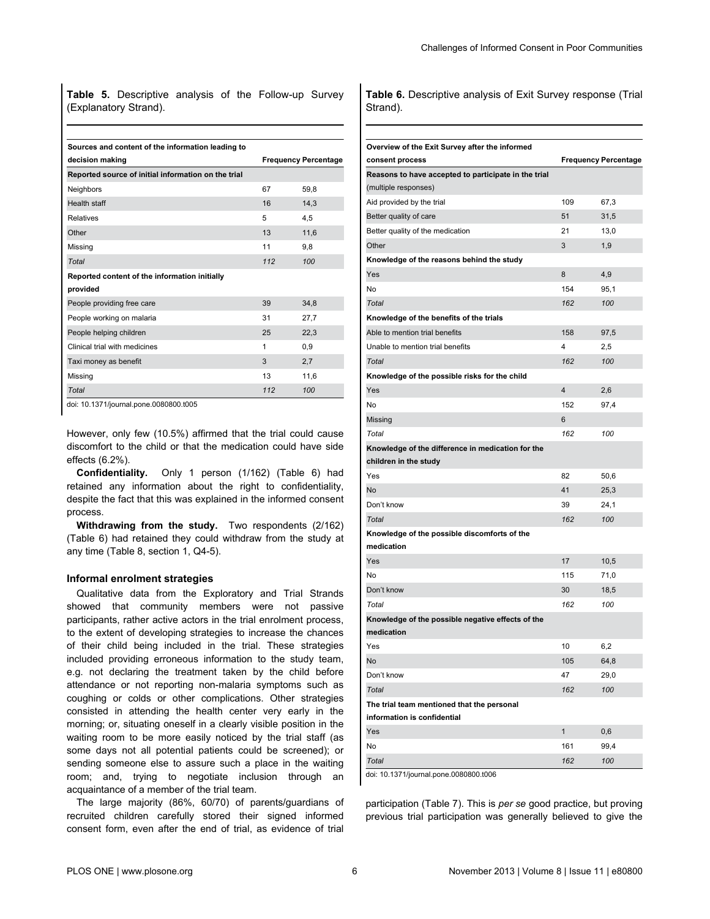**Table 5.** Descriptive analysis of the Follow-up Survey (Explanatory Strand).

| Sources and content of the information leading to decision making | Frequency | Percentage |
| --- | --- | --- |
| **Reported source of initial information on the trial** | | |
| Neighbors | 67 | 59,8 |
| Health staff | 16 | 14,3 |
| Relatives | 5 | 4,5 |
| Other | 13 | 11,6 |
| Missing | 11 | 9,8 |
| *Total* | *112* | *100* |
| **Reported content of the information initially provided** | | |
| People providing free care | 39 | 34,8 |
| People working on malaria | 31 | 27,7 |
| People helping children | 25 | 22,3 |
| Clinical trial with medicines | 1 | 0,9 |
| Taxi money as benefit | 3 | 2,7 |
| Missing | 13 | 11,6 |
| *Total* | *112* | *100* |

doi: 10.1371/journal.pone.0080800.t005

However, only few (10.5%) affirmed that the trial could cause discomfort to the child or that the medication could have side effects (6.2%).

**Confidentiality.** Only 1 person (1/162) (Table 6) had retained any information about the right to confidentiality, despite the fact that this was explained in the informed consent process.

**Withdrawing from the study.** Two respondents (2/162) (Table 6) had retained they could withdraw from the study at any time (Table 8, section 1, Q4-5).

### Informal enrolment strategies

Qualitative data from the Exploratory and Trial Strands showed that community members were not passive participants, rather active actors in the trial enrolment process, to the extent of developing strategies to increase the chances of their child being included in the trial. These strategies included providing erroneous information to the study team, e.g. not declaring the treatment taken by the child before attendance or not reporting non-malaria symptoms such as coughing or colds or other complications. Other strategies consisted in attending the health center very early in the morning; or, situating oneself in a clearly visible position in the waiting room to be more easily noticed by the trial staff (as some days not all potential patients could be screened); or sending someone else to assure such a place in the waiting room; and, trying to negotiate inclusion through an acquaintance of a member of the trial team.

The large majority (86%, 60/70) of parents/guardians of recruited children carefully stored their signed informed consent form, even after the end of trial, as evidence of trial participation (Table 7). This is *per se* good practice, but proving previous trial participation was generally believed to give the

**Table 6.** Descriptive analysis of Exit Survey response (Trial Strand).

| Overview of the Exit Survey after the informed consent process | Frequency | Percentage |
| --- | --- | --- |
| **Reasons to have accepted to participate in the trial (multiple responses)** | | |
| Aid provided by the trial | 109 | 67,3 |
| Better quality of care | 51 | 31,5 |
| Better quality of the medication | 21 | 13,0 |
| Other | 3 | 1,9 |
| **Knowledge of the reasons behind the study** | | |
| Yes | 8 | 4,9 |
| No | 154 | 95,1 |
| *Total* | *162* | *100* |
| **Knowledge of the benefits of the trials** | | |
| Able to mention trial benefits | 158 | 97,5 |
| Unable to mention trial benefits | 4 | 2,5 |
| *Total* | *162* | *100* |
| **Knowledge of the possible risks for the child** | | |
| Yes | 4 | 2,6 |
| No | 152 | 97,4 |
| Missing | 6 | |
| *Total* | *162* | *100* |
| **Knowledge of the difference in medication for the children in the study** | | |
| Yes | 82 | 50,6 |
| No | 41 | 25,3 |
| Don't know | 39 | 24,1 |
| *Total* | *162* | *100* |
| **Knowledge of the possible discomforts of the medication** | | |
| Yes | 17 | 10,5 |
| No | 115 | 71,0 |
| Don't know | 30 | 18,5 |
| *Total* | *162* | *100* |
| **Knowledge of the possible negative effects of the medication** | | |
| Yes | 10 | 6,2 |
| No | 105 | 64,8 |
| Don't know | 47 | 29,0 |
| *Total* | *162* | *100* |
| **The trial team mentioned that the personal information is confidential** | | |
| Yes | 1 | 0,6 |
| No | 161 | 99,4 |
| *Total* | *162* | *100* |

doi: 10.1371/journal.pone.0080800.t006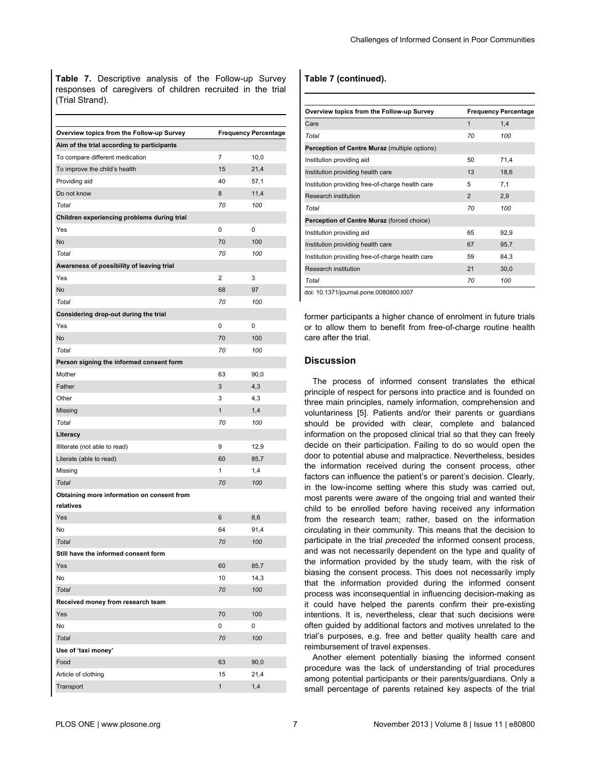**Table 7.** Descriptive analysis of the Follow-up Survey responses of caregivers of children recruited in the trial (Trial Strand).

| Overview topics from the Follow-up Survey | Frequency | Percentage |
| --- | --- | --- |
| **Aim of the trial according to participants** | | |
| To compare different medication | 7 | 10,0 |
| To improve the child's health | 15 | 21,4 |
| Providing aid | 40 | 57,1 |
| Do not know | 8 | 11,4 |
| *Total* | *70* | *100* |
| **Children experiencing problems during trial** | | |
| Yes | 0 | 0 |
| No | 70 | 100 |
| *Total* | *70* | *100* |
| **Awareness of possibility of leaving trial** | | |
| Yes | 2 | 3 |
| No | 68 | 97 |
| *Total* | *70* | *100* |
| **Considering drop-out during the trial** | | |
| Yes | 0 | 0 |
| No | 70 | 100 |
| *Total* | *70* | *100* |
| **Person signing the informed consent form** | | |
| Mother | 63 | 90,0 |
| Father | 3 | 4,3 |
| Other | 3 | 4,3 |
| Missing | 1 | 1,4 |
| *Total* | *70* | *100* |
| **Literacy** | | |
| Illiterate (not able to read) | 9 | 12,9 |
| Literate (able to read) | 60 | 85,7 |
| Missing | 1 | 1,4 |
| *Total* | *70* | *100* |
| **Obtaining more information on consent from relatives** | | |
| Yes | 6 | 8,6 |
| No | 64 | 91,4 |
| *Total* | *70* | *100* |
| **Still have the informed consent form** | | |
| Yes | 60 | 85,7 |
| No | 10 | 14,3 |
| *Total* | *70* | *100* |
| **Received money from research team** | | |
| Yes | 70 | 100 |
| No | 0 | 0 |
| *Total* | *70* | *100* |
| **Use of 'taxi money'** | | |
| Food | 63 | 90,0 |
| Article of clothing | 15 | 21,4 |
| Transport | 1 | 1,4 |
| Care | 1 | 1,4 |
| *Total* | *70* | *100* |
| **Perception of Centre Muraz** (multiple options) | | |
| Institution providing aid | 50 | 71,4 |
| Institution providing health care | 13 | 18,6 |
| Institution providing free-of-charge health care | 5 | 7,1 |
| Research institution | 2 | 2,9 |
| *Total* | *70* | *100* |
| **Perception of Centre Muraz** (forced choice) | | |
| Institution providing aid | 65 | 92,9 |
| Institution providing health care | 67 | 95,7 |
| Institution providing free-of-charge health care | 59 | 84,3 |
| Research institution | 21 | 30,0 |
| *Total* | *70* | *100* |

doi: 10.1371/journal.pone.0080800.t007

former participants a higher chance of enrolment in future trials or to allow them to benefit from free-of-charge routine health care after the trial.

## Discussion

The process of informed consent translates the ethical principle of respect for persons into practice and is founded on three main principles, namely information, comprehension and voluntariness [5]. Patients and/or their parents or guardians should be provided with clear, complete and balanced information on the proposed clinical trial so that they can freely decide on their participation. Failing to do so would open the door to potential abuse and malpractice. Nevertheless, besides the information received during the consent process, other factors can influence the patient's or parent's decision. Clearly, in the low-income setting where this study was carried out, most parents were aware of the ongoing trial and wanted their child to be enrolled before having received any information from the research team; rather, based on the information circulating in their community. This means that the decision to participate in the trial *preceded* the informed consent process, and was not necessarily dependent on the type and quality of the information provided by the study team, with the risk of biasing the consent process. This does not necessarily imply that the information provided during the informed consent process was inconsequential in influencing decision-making as it could have helped the parents confirm their pre-existing intentions. It is, nevertheless, clear that such decisions were often guided by additional factors and motives unrelated to the trial's purposes, e.g. free and better quality health care and reimbursement of travel expenses.

Another element potentially biasing the informed consent procedure was the lack of understanding of trial procedures among potential participants or their parents/guardians. Only a small percentage of parents retained key aspects of the trial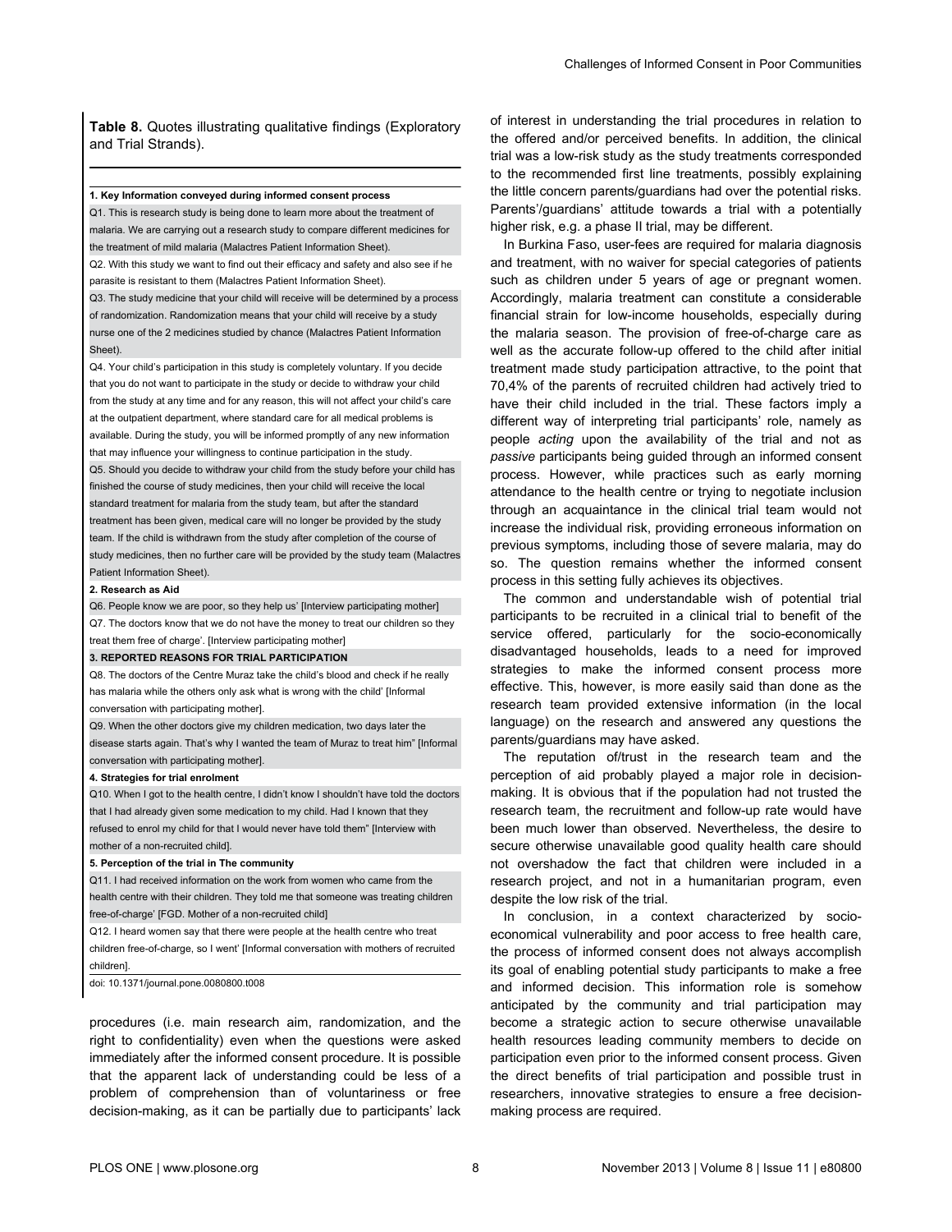**Table 8.** Quotes illustrating qualitative findings (Exploratory and Trial Strands).

| |
|---|
| **1. Key Information conveyed during informed consent process** |
| Q1. This is research study is being done to learn more about the treatment of malaria. We are carrying out a research study to compare different medicines for the treatment of mild malaria (Malactres Patient Information Sheet). |
| Q2. With this study we want to find out their efficacy and safety and also see if he parasite is resistant to them (Malactres Patient Information Sheet). |
| Q3. The study medicine that your child will receive will be determined by a process of randomization. Randomization means that your child will receive by a study nurse one of the 2 medicines studied by chance (Malactres Patient Information Sheet). |
| Q4. Your child's participation in this study is completely voluntary. If you decide that you do not want to participate in the study or decide to withdraw your child from the study at any time and for any reason, this will not affect your child's care at the outpatient department, where standard care for all medical problems is available. During the study, you will be informed promptly of any new information that may influence your willingness to continue participation in the study. |
| Q5. Should you decide to withdraw your child from the study before your child has finished the course of study medicines, then your child will receive the local standard treatment for malaria from the study team, but after the standard treatment has been given, medical care will no longer be provided by the study team. If the child is withdrawn from the study after completion of the course of study medicines, then no further care will be provided by the study team (Malactres Patient Information Sheet). |
| **2. Research as Aid** |
| Q6. People know we are poor, so they help us' [Interview participating mother] |
| Q7. The doctors know that we do not have the money to treat our children so they treat them free of charge'. [Interview participating mother] |
| **3. REPORTED REASONS FOR TRIAL PARTICIPATION** |
| Q8. The doctors of the Centre Muraz take the child's blood and check if he really has malaria while the others only ask what is wrong with the child' [Informal conversation with participating mother]. |
| Q9. When the other doctors give my children medication, two days later the disease starts again. That's why I wanted the team of Muraz to treat him" [Informal conversation with participating mother]. |
| **4. Strategies for trial enrolment** |
| Q10. When I got to the health centre, I didn't know I shouldn't have told the doctors that I had already given some medication to my child. Had I known that they refused to enrol my child for that I would never have told them" [Interview with mother of a non-recruited child]. |
| **5. Perception of the trial in The community** |
| Q11. I had received information on the work from women who came from the health centre with their children. They told me that someone was treating children free-of-charge' [FGD. Mother of a non-recruited child] |
| Q12. I heard women say that there were people at the health centre who treat children free-of-charge, so I went' [Informal conversation with mothers of recruited children]. |

doi: 10.1371/journal.pone.0080800.t008

procedures (i.e. main research aim, randomization, and the right to confidentiality) even when the questions were asked immediately after the informed consent procedure. It is possible that the apparent lack of understanding could be less of a problem of comprehension than of voluntariness or free decision-making, as it can be partially due to participants' lack of interest in understanding the trial procedures in relation to the offered and/or perceived benefits. In addition, the clinical trial was a low-risk study as the study treatments corresponded to the recommended first line treatments, possibly explaining the little concern parents/guardians had over the potential risks. Parents'/guardians' attitude towards a trial with a potentially higher risk, e.g. a phase II trial, may be different.

In Burkina Faso, user-fees are required for malaria diagnosis and treatment, with no waiver for special categories of patients such as children under 5 years of age or pregnant women. Accordingly, malaria treatment can constitute a considerable financial strain for low-income households, especially during the malaria season. The provision of free-of-charge care as well as the accurate follow-up offered to the child after initial treatment made study participation attractive, to the point that 70,4% of the parents of recruited children had actively tried to have their child included in the trial. These factors imply a different way of interpreting trial participants' role, namely as people *acting* upon the availability of the trial and not as *passive* participants being guided through an informed consent process. However, while practices such as early morning attendance to the health centre or trying to negotiate inclusion through an acquaintance in the clinical trial team would not increase the individual risk, providing erroneous information on previous symptoms, including those of severe malaria, may do so. The question remains whether the informed consent process in this setting fully achieves its objectives.

The common and understandable wish of potential trial participants to be recruited in a clinical trial to benefit of the service offered, particularly for the socio-economically disadvantaged households, leads to a need for improved strategies to make the informed consent process more effective. This, however, is more easily said than done as the research team provided extensive information (in the local language) on the research and answered any questions the parents/guardians may have asked.

The reputation of/trust in the research team and the perception of aid probably played a major role in decision-making. It is obvious that if the population had not trusted the research team, the recruitment and follow-up rate would have been much lower than observed. Nevertheless, the desire to secure otherwise unavailable good quality health care should not overshadow the fact that children were included in a research project, and not in a humanitarian program, even despite the low risk of the trial.

In conclusion, in a context characterized by socio-economical vulnerability and poor access to free health care, the process of informed consent does not always accomplish its goal of enabling potential study participants to make a free and informed decision. This information role is somehow anticipated by the community and trial participation may become a strategic action to secure otherwise unavailable health resources leading community members to decide on participation even prior to the informed consent process. Given the direct benefits of trial participation and possible trust in researchers, innovative strategies to ensure a free decision-making process are required.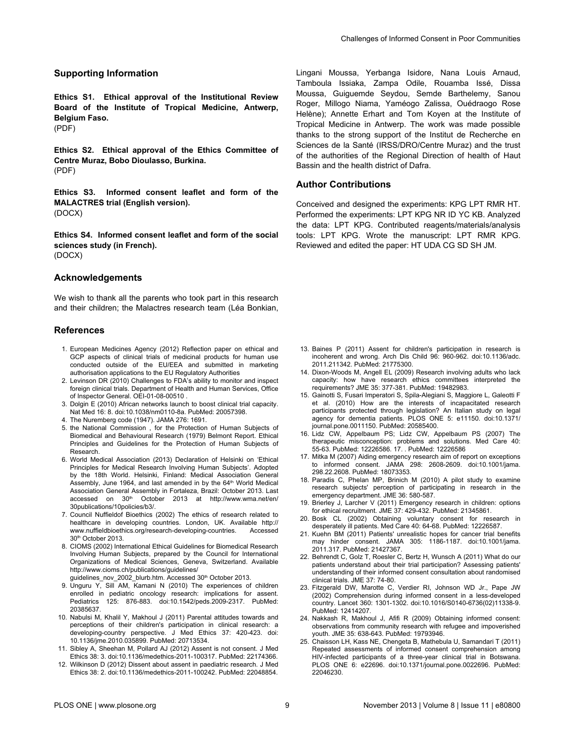## Supporting Information

**Ethics S1. Ethical approval of the Institutional Review Board of the Institute of Tropical Medicine, Antwerp, Belgium Faso.**
(PDF)

**Ethics S2. Ethical approval of the Ethics Committee of Centre Muraz, Bobo Dioulasso, Burkina.**
(PDF)

**Ethics S3. Informed consent leaflet and form of the MALACTRES trial (English version).**
(DOCX)

**Ethics S4. Informed consent leaflet and form of the social sciences study (in French).**
(DOCX)

## Acknowledgements

We wish to thank all the parents who took part in this research and their children; the Malactres research team (Léa Bonkian, Lingani Moussa, Yerbanga Isidore, Nana Louis Arnaud, Tamboula Issiaka, Zampa Odile, Rouamba Issé, Dissa Moussa, Guiguemde Seydou, Semde Barthelemy, Sanou Roger, Millogo Niama, Yaméogo Zalissa, Ouédraogo Rose Helène); Annette Erhart and Tom Koyen at the Institute of Tropical Medicine in Antwerp. The work was made possible thanks to the strong support of the Institut de Recherche en Sciences de la Santé (IRSS/DRO/Centre Muraz) and the trust of the authorities of the Regional Direction of health of Haut Bassin and the health district of Dafra.

## Author Contributions

Conceived and designed the experiments: KPG LPT RMR HT. Performed the experiments: LPT KPG NR ID YC KB. Analyzed the data: LPT KPG. Contributed reagents/materials/analysis tools: LPT KPG. Wrote the manuscript: LPT RMR KPG. Reviewed and edited the paper: HT UDA CG SD SH JM.

## References

1. European Medicines Agency (2012) Reflection paper on ethical and GCP aspects of clinical trials of medicinal products for human use conducted outside of the EU/EEA and submitted in marketing authorisation applications to the EU Regulatory Authorities
2. Levinson DR (2010) Challenges to FDA's ability to monitor and inspect foreign clinical trials. Department of Health and Human Services, Office of Inspector General. OEI-01-08-00510 .
3. Dolgin E (2010) African networks launch to boost clinical trial capacity. Nat Med 16: 8. doi:10.1038/nm0110-8a. PubMed: 20057398.
4. The Nuremberg code (1947). JAMA 276: 1691.
5. the National Commission , for the Protection of Human Subjects of Biomedical and Behavioural Research (1979) Belmont Report. Ethical Principles and Guidelines for the Protection of Human Subjects of Research.
6. World Medical Association (2013) Declaration of Helsinki on 'Ethical Principles for Medical Research Involving Human Subjects'. Adopted by the 18th World. Helsinki, Finland: Medical Association General Assembly, June 1964, and last amended in by the 64th World Medical Association General Assembly in Fortaleza, Brazil: October 2013. Last accessed on 30th October 2013 at http://www.wma.net/en/30publications/10policies/b3/.
7. Council Nuffieldof Bioethics (2002) The ethics of research related to healthcare in developing countries. London, UK. Available http://www.nuffieldbioethics.org/research-developing-countries. Accessed 30th October 2013.
8. CIOMS (2002) International Ethical Guidelines for Biomedical Research Involving Human Subjects, prepared by the Council for International Organizations of Medical Sciences, Geneva, Switzerland. Available http://www.cioms.ch/publications/guidelines/guidelines_nov_2002_blurb.htm. Accessed 30th October 2013.
9. Unguru Y, Sill AM, Kamani N (2010) The experiences of children enrolled in pediatric oncology research: implications for assent. Pediatrics 125: 876-883. doi:10.1542/peds.2009-2317. PubMed: 20385637.
10. Nabulsi M, Khalil Y, Makhoul J (2011) Parental attitudes towards and perceptions of their children's participation in clinical research: a developing-country perspective. J Med Ethics 37: 420-423. doi: 10.1136/jme.2010.035899. PubMed: 20713534.
11. Sibley A, Sheehan M, Pollard AJ (2012) Assent is not consent. J Med Ethics 38: 3. doi:10.1136/medethics-2011-100317. PubMed: 22174366.
12. Wilkinson D (2012) Dissent about assent in paediatric research. J Med Ethics 38: 2. doi:10.1136/medethics-2011-100242. PubMed: 22048854.
13. Baines P (2011) Assent for children's participation in research is incoherent and wrong. Arch Dis Child 96: 960-962. doi:10.1136/adc.2011.211342. PubMed: 21775300.
14. Dixon-Woods M, Angell EL (2009) Research involving adults who lack capacity: how have research ethics committees interpreted the requirements? JME 35: 377-381. PubMed: 19482983.
15. Gainotti S, Fusari Imperatori S, Spila-Alegiani S, Maggiore L, Galeotti F et al. (2010) How are the interests of incapacitated research participants protected through legislation? An Italian study on legal agency for dementia patients. PLOS ONE 5: e11150. doi:10.1371/journal.pone.0011150. PubMed: 20585400.
16. Lidz CW, Appelbaum PS; Lidz CW, Appelbaum PS (2007) The therapeutic misconception: problems and solutions. Med Care 40: 55-63. PubMed: 12226586. 17. . PubMed: 12226586
17. Mitka M (2007) Aiding emergency research aim of report on exceptions to informed consent. JAMA 298: 2608-2609. doi:10.1001/jama.298.22.2608. PubMed: 18073353.
18. Paradis C, Phelan MP, Brinich M (2010) A pilot study to examine research subjects' perception of participating in research in the emergency department. JME 36: 580-587.
19. Brierley J, Larcher V (2011) Emergency research in children: options for ethical recruitment. JME 37: 429-432. PubMed: 21345861.
20. Bosk CL (2002) Obtaining voluntary consent for research in desperately ill patients. Med Care 40: 64-68. PubMed: 12226587.
21. Kuehn BM (2011) Patients' unrealistic hopes for cancer trial benefits may hinder consent. JAMA 305: 1186-1187. doi:10.1001/jama.2011.317. PubMed: 21427367.
22. Behrendt C, Golz T, Roesler C, Bertz H, Wunsch A (2011) What do our patients understand about their trial participation? Assessing patients' understanding of their informed consent consultation about randomised clinical trials. JME 37: 74-80.
23. Fitzgerald DW, Marotte C, Verdier RI, Johnson WD Jr., Pape JW (2002) Comprehension during informed consent in a less-developed country. Lancet 360: 1301-1302. doi:10.1016/S0140-6736(02)11338-9. PubMed: 12414207.
24. Nakkash R, Makhoul J, Afifi R (2009) Obtaining informed consent: observations from community research with refugee and impoverished youth. JME 35: 638-643. PubMed: 19793946.
25. Chaisson LH, Kass NE, Chengeta B, Mathebula U, Samandari T (2011) Repeated assessments of informed consent comprehension among HIV-infected participants of a three-year clinical trial in Botswana. PLOS ONE 6: e22696. doi:10.1371/journal.pone.0022696. PubMed: 22046230.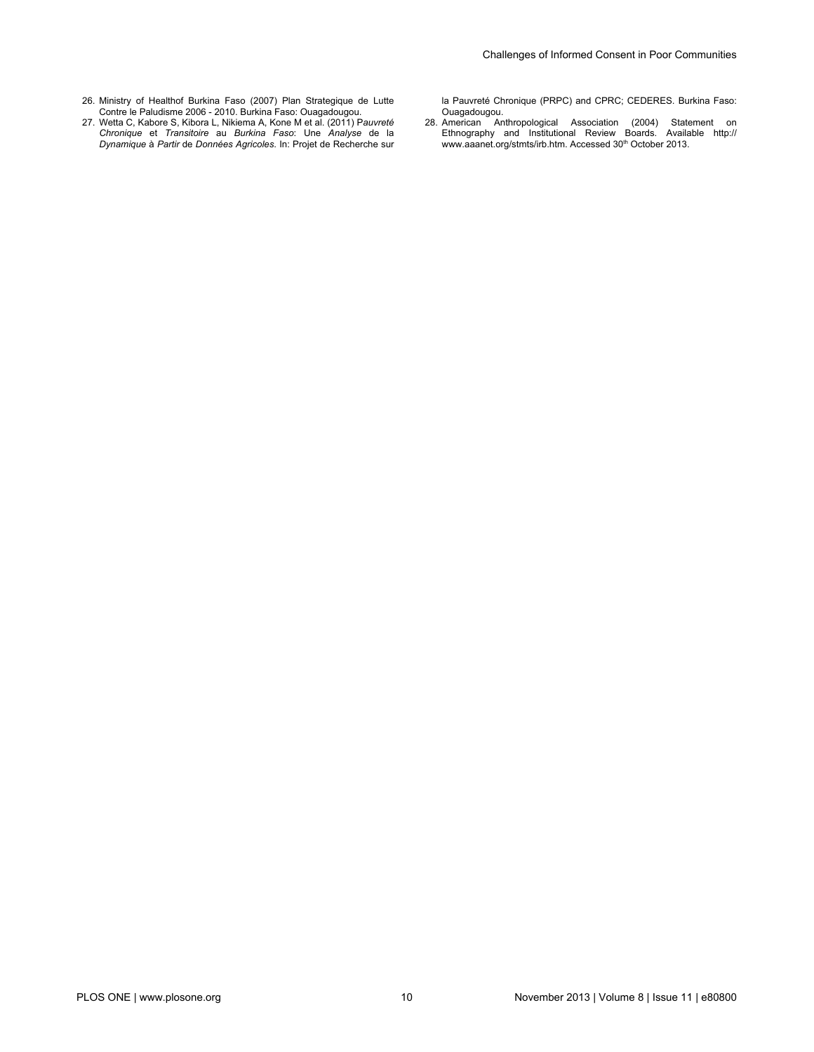26. Ministry of Healthof Burkina Faso (2007) Plan Strategique de Lutte Contre le Paludisme 2006 - 2010. Burkina Faso: Ouagadougou.
27. Wetta C, Kabore S, Kibora L, Nikiema A, Kone M et al. (2011) P*auvreté Chronique* et *Transitoire* au *Burkina Faso*: Une *Analyse* de la *Dynamique* à *Partir* de *Données Agricoles*. In: Projet de Recherche sur la Pauvreté Chronique (PRPC) and CPRC; CEDERES. Burkina Faso: Ouagadougou.
28. American Anthropological Association (2004) Statement on Ethnography and Institutional Review Boards. Available http://www.aaanet.org/stmts/irb.htm. Accessed 30th October 2013.